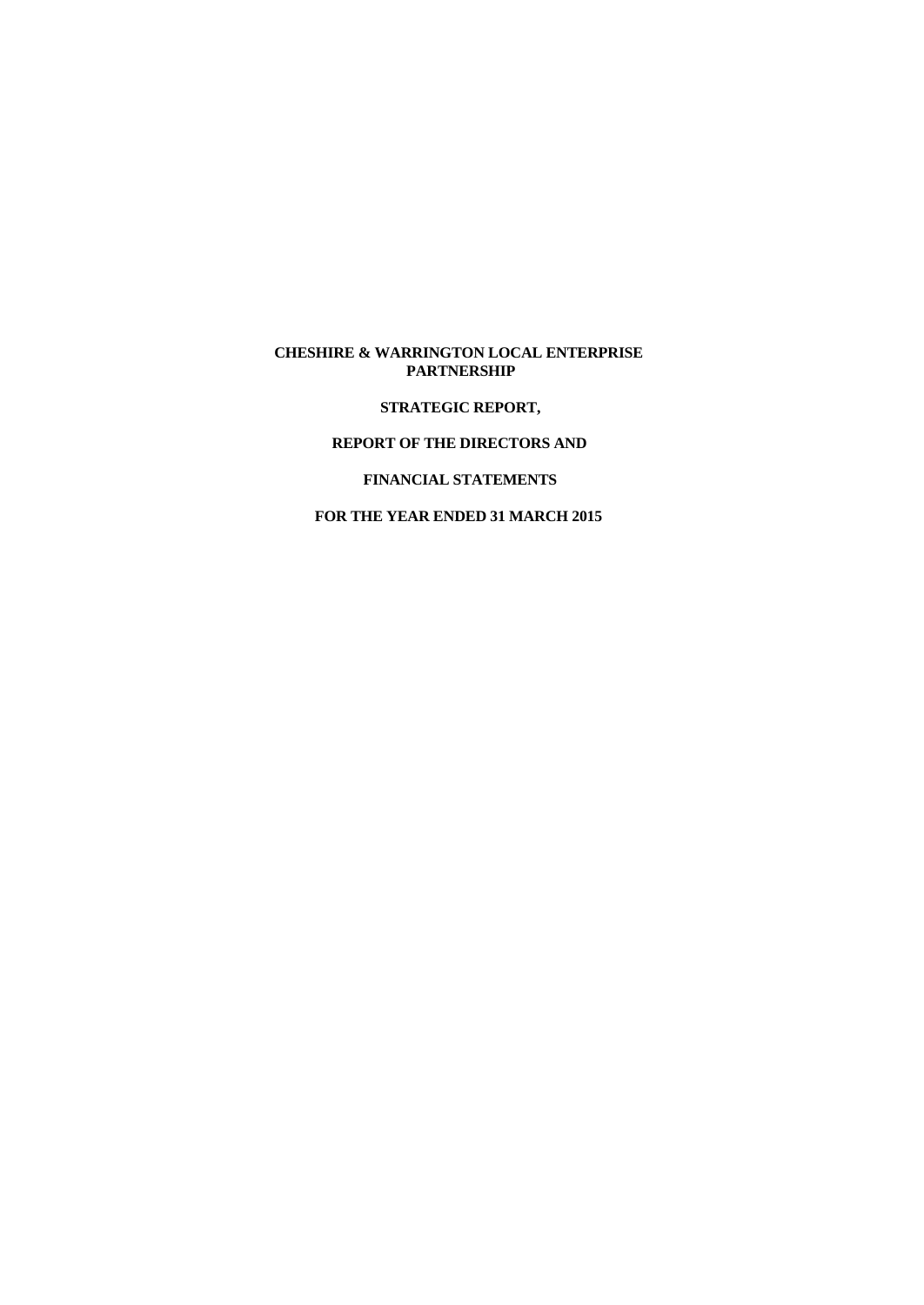**CHESHIRE & WARRINGTON LOCAL ENTERPRISE PARTNERSHIP**

**STRATEGIC REPORT,**

**REPORT OF THE DIRECTORS AND**

**FINANCIAL STATEMENTS**

**FOR THE YEAR ENDED 31 MARCH 2015**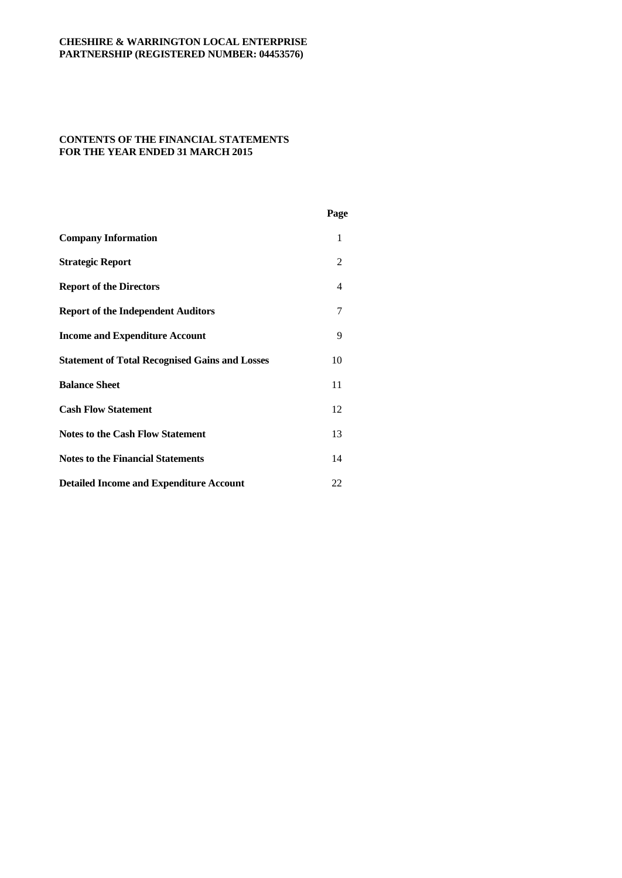**CHESHIRE & WARRINGTON LOCAL ENTERPRISE PARTNERSHIP (REGISTERED NUMBER: 04453576)**

# CONTENTS OF THE FINANCIAL STATEMENTS FOR THE YEAR ENDED 31 MARCH 2015

| | Page |
|---|---|
| **Company Information** | 1 |
| **Strategic Report** | 2 |
| **Report of the Directors** | 4 |
| **Report of the Independent Auditors** | 7 |
| **Income and Expenditure Account** | 9 |
| **Statement of Total Recognised Gains and Losses** | 10 |
| **Balance Sheet** | 11 |
| **Cash Flow Statement** | 12 |
| **Notes to the Cash Flow Statement** | 13 |
| **Notes to the Financial Statements** | 14 |
| **Detailed Income and Expenditure Account** | 22 |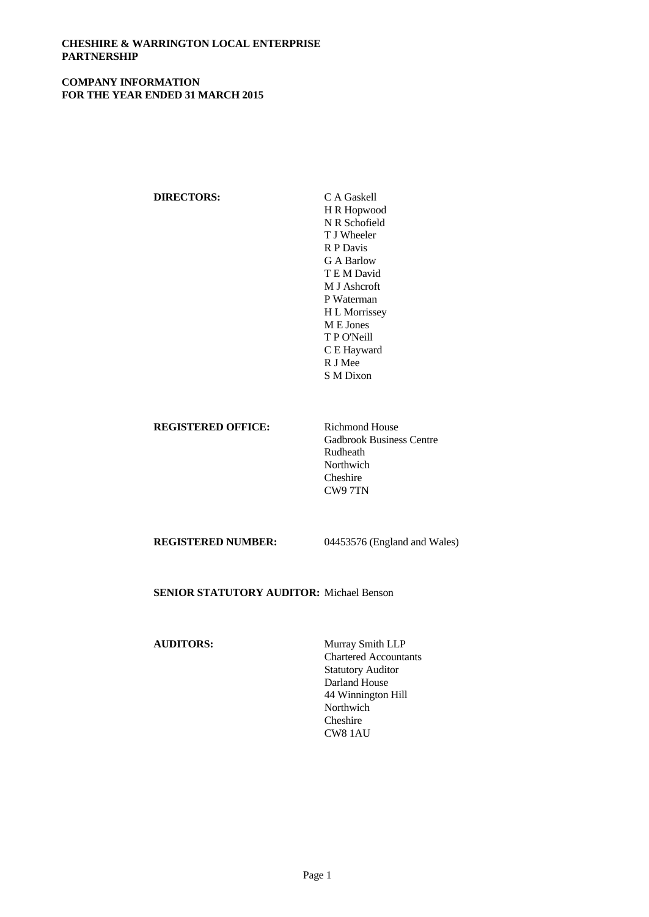**CHESHIRE & WARRINGTON LOCAL ENTERPRISE PARTNERSHIP**

**COMPANY INFORMATION**
**FOR THE YEAR ENDED 31 MARCH 2015**

| | |
|---|---|
| **DIRECTORS:** | C A Gaskell<br>H R Hopwood<br>N R Schofield<br>T J Wheeler<br>R P Davis<br>G A Barlow<br>T E M David<br>M J Ashcroft<br>P Waterman<br>H L Morrissey<br>M E Jones<br>T P O'Neill<br>C E Hayward<br>R J Mee<br>S M Dixon |
| **REGISTERED OFFICE:** | Richmond House<br>Gadbrook Business Centre<br>Rudheath<br>Northwich<br>Cheshire<br>CW9 7TN |
| **REGISTERED NUMBER:** | 04453576 (England and Wales) |
| **SENIOR STATUTORY AUDITOR:** | Michael Benson |
| **AUDITORS:** | Murray Smith LLP<br>Chartered Accountants<br>Statutory Auditor<br>Darland House<br>44 Winnington Hill<br>Northwich<br>Cheshire<br>CW8 1AU |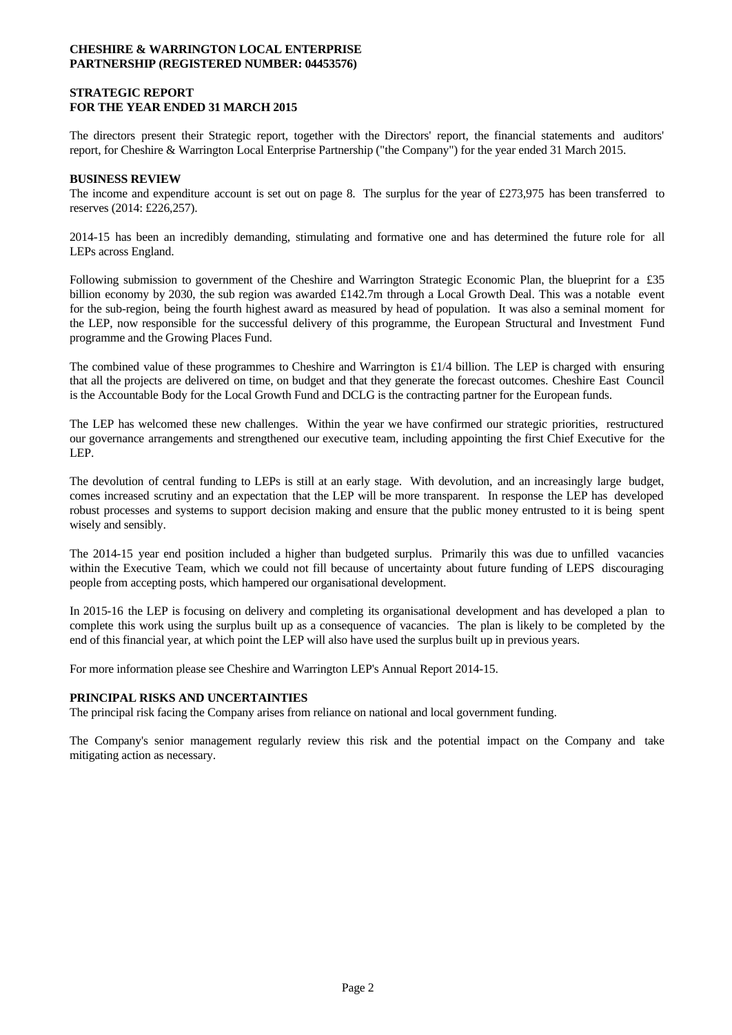**CHESHIRE & WARRINGTON LOCAL ENTERPRISE PARTNERSHIP (REGISTERED NUMBER: 04453576)**

## STRATEGIC REPORT
## FOR THE YEAR ENDED 31 MARCH 2015

The directors present their Strategic report, together with the Directors' report, the financial statements and auditors' report, for Cheshire & Warrington Local Enterprise Partnership ("the Company") for the year ended 31 March 2015.

### BUSINESS REVIEW

The income and expenditure account is set out on page 8. The surplus for the year of £273,975 has been transferred to reserves (2014: £226,257).

2014-15 has been an incredibly demanding, stimulating and formative one and has determined the future role for all LEPs across England.

Following submission to government of the Cheshire and Warrington Strategic Economic Plan, the blueprint for a £35 billion economy by 2030, the sub region was awarded £142.7m through a Local Growth Deal. This was a notable event for the sub-region, being the fourth highest award as measured by head of population. It was also a seminal moment for the LEP, now responsible for the successful delivery of this programme, the European Structural and Investment Fund programme and the Growing Places Fund.

The combined value of these programmes to Cheshire and Warrington is £1/4 billion. The LEP is charged with ensuring that all the projects are delivered on time, on budget and that they generate the forecast outcomes. Cheshire East Council is the Accountable Body for the Local Growth Fund and DCLG is the contracting partner for the European funds.

The LEP has welcomed these new challenges. Within the year we have confirmed our strategic priorities, restructured our governance arrangements and strengthened our executive team, including appointing the first Chief Executive for the LEP.

The devolution of central funding to LEPs is still at an early stage. With devolution, and an increasingly large budget, comes increased scrutiny and an expectation that the LEP will be more transparent. In response the LEP has developed robust processes and systems to support decision making and ensure that the public money entrusted to it is being spent wisely and sensibly.

The 2014-15 year end position included a higher than budgeted surplus. Primarily this was due to unfilled vacancies within the Executive Team, which we could not fill because of uncertainty about future funding of LEPS discouraging people from accepting posts, which hampered our organisational development.

In 2015-16 the LEP is focusing on delivery and completing its organisational development and has developed a plan to complete this work using the surplus built up as a consequence of vacancies. The plan is likely to be completed by the end of this financial year, at which point the LEP will also have used the surplus built up in previous years.

For more information please see Cheshire and Warrington LEP's Annual Report 2014-15.

### PRINCIPAL RISKS AND UNCERTAINTIES

The principal risk facing the Company arises from reliance on national and local government funding.

The Company's senior management regularly review this risk and the potential impact on the Company and take mitigating action as necessary.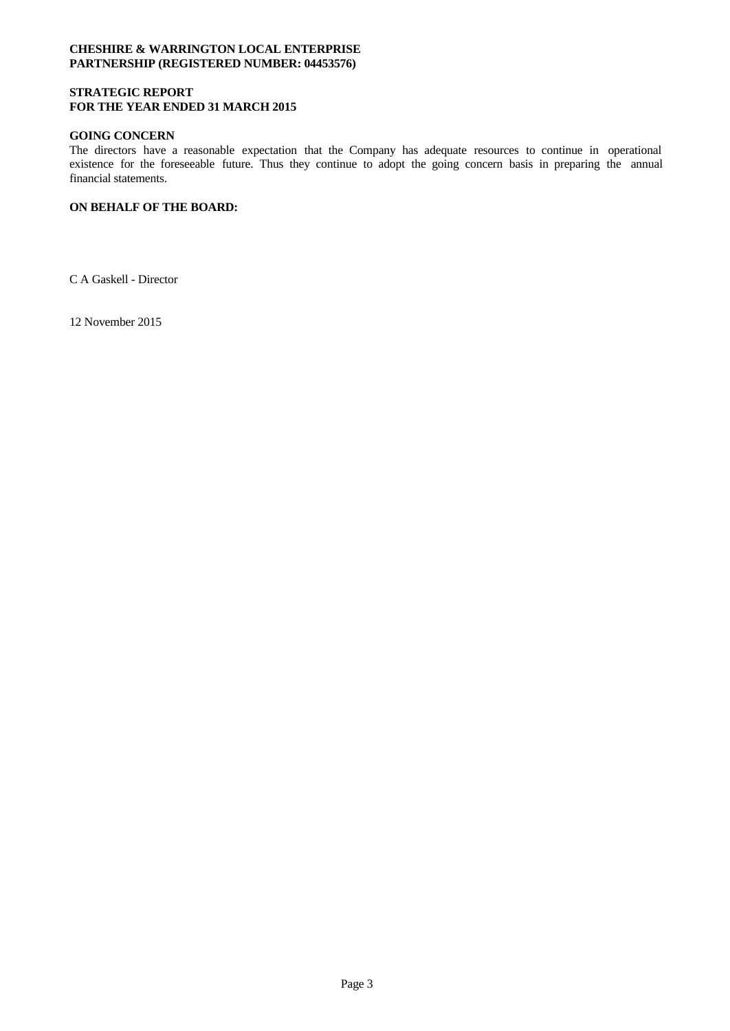**CHESHIRE & WARRINGTON LOCAL ENTERPRISE PARTNERSHIP (REGISTERED NUMBER: 04453576)**

**STRATEGIC REPORT**
**FOR THE YEAR ENDED 31 MARCH 2015**

**GOING CONCERN**

The directors have a reasonable expectation that the Company has adequate resources to continue in operational existence for the foreseeable future. Thus they continue to adopt the going concern basis in preparing the annual financial statements.

**ON BEHALF OF THE BOARD:**

C A Gaskell - Director

12 November 2015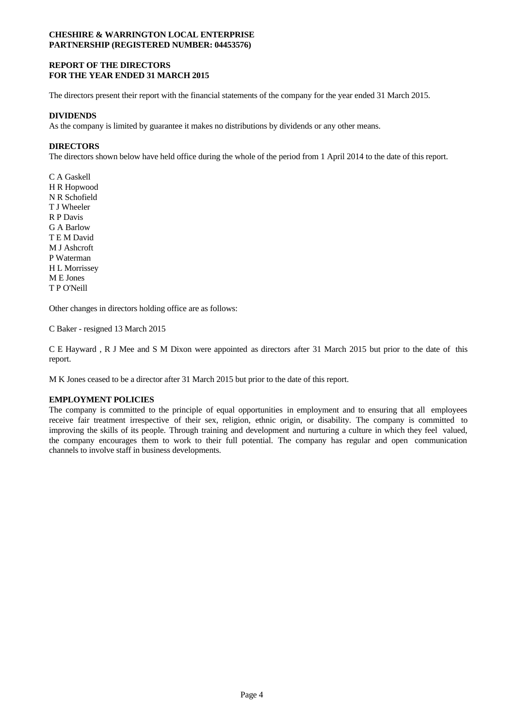**CHESHIRE & WARRINGTON LOCAL ENTERPRISE PARTNERSHIP (REGISTERED NUMBER: 04453576)**

# REPORT OF THE DIRECTORS FOR THE YEAR ENDED 31 MARCH 2015

The directors present their report with the financial statements of the company for the year ended 31 March 2015.

## DIVIDENDS

As the company is limited by guarantee it makes no distributions by dividends or any other means.

## DIRECTORS

The directors shown below have held office during the whole of the period from 1 April 2014 to the date of this report.

C A Gaskell
H R Hopwood
N R Schofield
T J Wheeler
R P Davis
G A Barlow
T E M David
M J Ashcroft
P Waterman
H L Morrissey
M E Jones
T P O'Neill

Other changes in directors holding office are as follows:

C Baker - resigned 13 March 2015

C E Hayward , R J Mee and S M Dixon were appointed as directors after 31 March 2015 but prior to the date of this report.

M K Jones ceased to be a director after 31 March 2015 but prior to the date of this report.

## EMPLOYMENT POLICIES

The company is committed to the principle of equal opportunities in employment and to ensuring that all employees receive fair treatment irrespective of their sex, religion, ethnic origin, or disability. The company is committed to improving the skills of its people. Through training and development and nurturing a culture in which they feel valued, the company encourages them to work to their full potential. The company has regular and open communication channels to involve staff in business developments.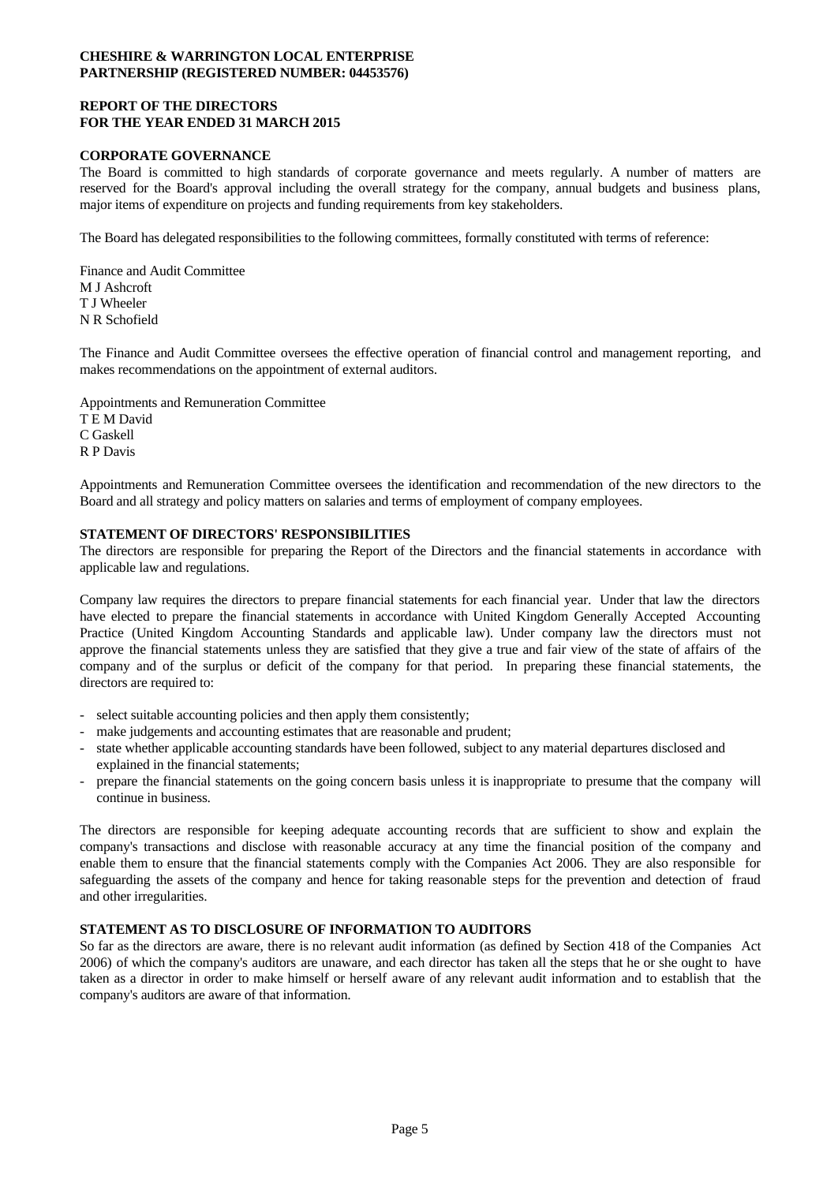**CHESHIRE & WARRINGTON LOCAL ENTERPRISE PARTNERSHIP (REGISTERED NUMBER: 04453576)**

**REPORT OF THE DIRECTORS FOR THE YEAR ENDED 31 MARCH 2015**

## CORPORATE GOVERNANCE

The Board is committed to high standards of corporate governance and meets regularly. A number of matters are reserved for the Board's approval including the overall strategy for the company, annual budgets and business plans, major items of expenditure on projects and funding requirements from key stakeholders.

The Board has delegated responsibilities to the following committees, formally constituted with terms of reference:

Finance and Audit Committee
M J Ashcroft
T J Wheeler
N R Schofield

The Finance and Audit Committee oversees the effective operation of financial control and management reporting, and makes recommendations on the appointment of external auditors.

Appointments and Remuneration Committee
T E M David
C Gaskell
R P Davis

Appointments and Remuneration Committee oversees the identification and recommendation of the new directors to the Board and all strategy and policy matters on salaries and terms of employment of company employees.

## STATEMENT OF DIRECTORS' RESPONSIBILITIES

The directors are responsible for preparing the Report of the Directors and the financial statements in accordance with applicable law and regulations.

Company law requires the directors to prepare financial statements for each financial year. Under that law the directors have elected to prepare the financial statements in accordance with United Kingdom Generally Accepted Accounting Practice (United Kingdom Accounting Standards and applicable law). Under company law the directors must not approve the financial statements unless they are satisfied that they give a true and fair view of the state of affairs of the company and of the surplus or deficit of the company for that period. In preparing these financial statements, the directors are required to:

- select suitable accounting policies and then apply them consistently;
- make judgements and accounting estimates that are reasonable and prudent;
- state whether applicable accounting standards have been followed, subject to any material departures disclosed and explained in the financial statements;
- prepare the financial statements on the going concern basis unless it is inappropriate to presume that the company will continue in business.

The directors are responsible for keeping adequate accounting records that are sufficient to show and explain the company's transactions and disclose with reasonable accuracy at any time the financial position of the company and enable them to ensure that the financial statements comply with the Companies Act 2006. They are also responsible for safeguarding the assets of the company and hence for taking reasonable steps for the prevention and detection of fraud and other irregularities.

## STATEMENT AS TO DISCLOSURE OF INFORMATION TO AUDITORS

So far as the directors are aware, there is no relevant audit information (as defined by Section 418 of the Companies Act 2006) of which the company's auditors are unaware, and each director has taken all the steps that he or she ought to have taken as a director in order to make himself or herself aware of any relevant audit information and to establish that the company's auditors are aware of that information.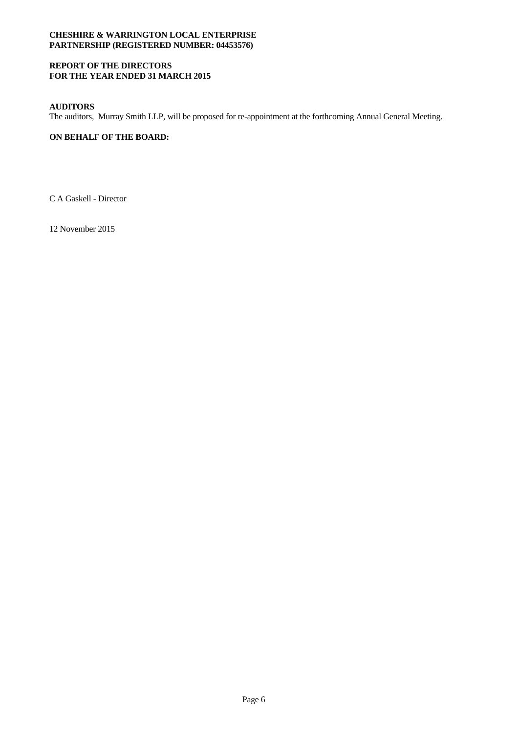**CHESHIRE & WARRINGTON LOCAL ENTERPRISE PARTNERSHIP (REGISTERED NUMBER: 04453576)**

**REPORT OF THE DIRECTORS FOR THE YEAR ENDED 31 MARCH 2015**

**AUDITORS**

The auditors, Murray Smith LLP, will be proposed for re-appointment at the forthcoming Annual General Meeting.

**ON BEHALF OF THE BOARD:**

C A Gaskell - Director

12 November 2015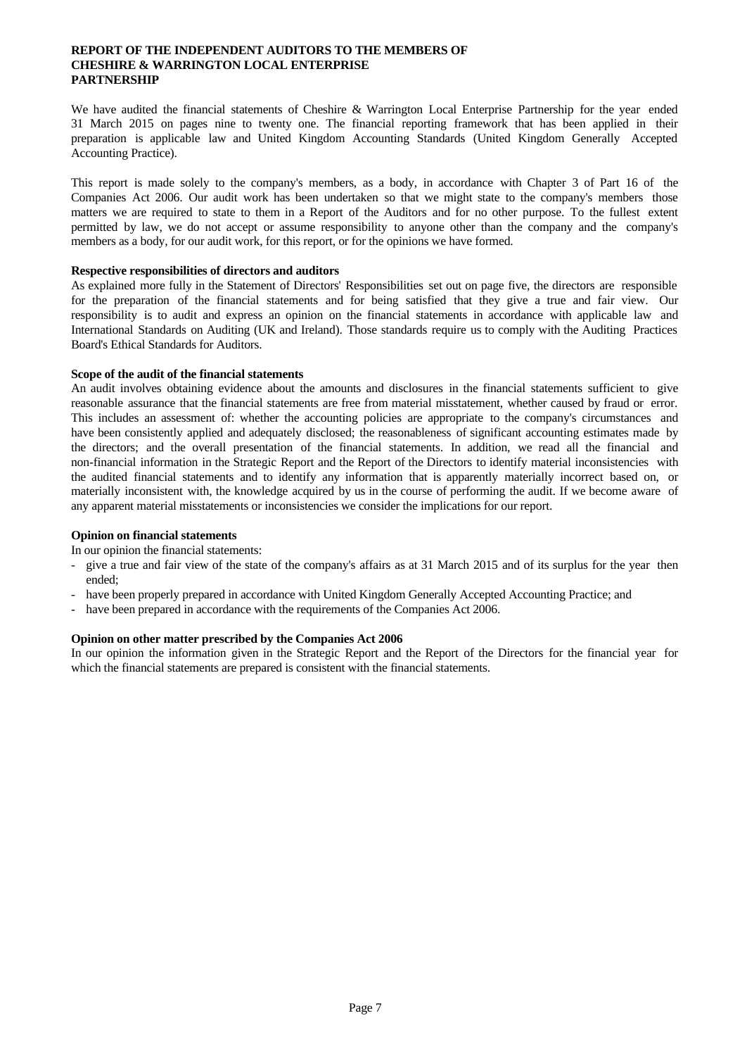# REPORT OF THE INDEPENDENT AUDITORS TO THE MEMBERS OF CHESHIRE & WARRINGTON LOCAL ENTERPRISE PARTNERSHIP

We have audited the financial statements of Cheshire & Warrington Local Enterprise Partnership for the year ended 31 March 2015 on pages nine to twenty one. The financial reporting framework that has been applied in their preparation is applicable law and United Kingdom Accounting Standards (United Kingdom Generally Accepted Accounting Practice).

This report is made solely to the company's members, as a body, in accordance with Chapter 3 of Part 16 of the Companies Act 2006. Our audit work has been undertaken so that we might state to the company's members those matters we are required to state to them in a Report of the Auditors and for no other purpose. To the fullest extent permitted by law, we do not accept or assume responsibility to anyone other than the company and the company's members as a body, for our audit work, for this report, or for the opinions we have formed.

**Respective responsibilities of directors and auditors**

As explained more fully in the Statement of Directors' Responsibilities set out on page five, the directors are responsible for the preparation of the financial statements and for being satisfied that they give a true and fair view. Our responsibility is to audit and express an opinion on the financial statements in accordance with applicable law and International Standards on Auditing (UK and Ireland). Those standards require us to comply with the Auditing Practices Board's Ethical Standards for Auditors.

**Scope of the audit of the financial statements**

An audit involves obtaining evidence about the amounts and disclosures in the financial statements sufficient to give reasonable assurance that the financial statements are free from material misstatement, whether caused by fraud or error. This includes an assessment of: whether the accounting policies are appropriate to the company's circumstances and have been consistently applied and adequately disclosed; the reasonableness of significant accounting estimates made by the directors; and the overall presentation of the financial statements. In addition, we read all the financial and non-financial information in the Strategic Report and the Report of the Directors to identify material inconsistencies with the audited financial statements and to identify any information that is apparently materially incorrect based on, or materially inconsistent with, the knowledge acquired by us in the course of performing the audit. If we become aware of any apparent material misstatements or inconsistencies we consider the implications for our report.

**Opinion on financial statements**

In our opinion the financial statements:

- give a true and fair view of the state of the company's affairs as at 31 March 2015 and of its surplus for the year then ended;
- have been properly prepared in accordance with United Kingdom Generally Accepted Accounting Practice; and
- have been prepared in accordance with the requirements of the Companies Act 2006.

**Opinion on other matter prescribed by the Companies Act 2006**

In our opinion the information given in the Strategic Report and the Report of the Directors for the financial year for which the financial statements are prepared is consistent with the financial statements.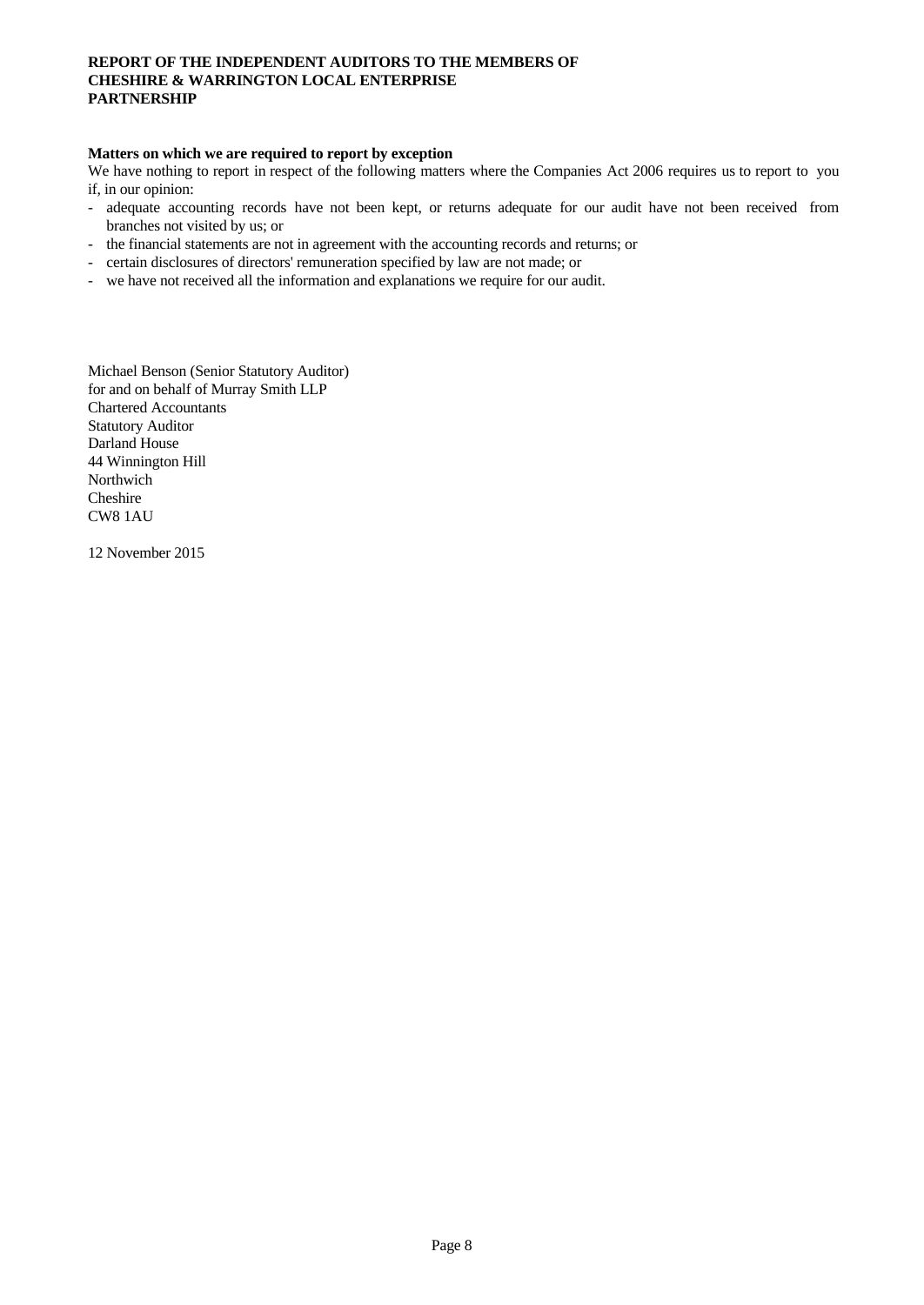**REPORT OF THE INDEPENDENT AUDITORS TO THE MEMBERS OF CHESHIRE & WARRINGTON LOCAL ENTERPRISE PARTNERSHIP**

**Matters on which we are required to report by exception**

We have nothing to report in respect of the following matters where the Companies Act 2006 requires us to report to you if, in our opinion:

- adequate accounting records have not been kept, or returns adequate for our audit have not been received from branches not visited by us; or
- the financial statements are not in agreement with the accounting records and returns; or
- certain disclosures of directors' remuneration specified by law are not made; or
- we have not received all the information and explanations we require for our audit.

Michael Benson (Senior Statutory Auditor)
for and on behalf of Murray Smith LLP
Chartered Accountants
Statutory Auditor
Darland House
44 Winnington Hill
Northwich
Cheshire
CW8 1AU

12 November 2015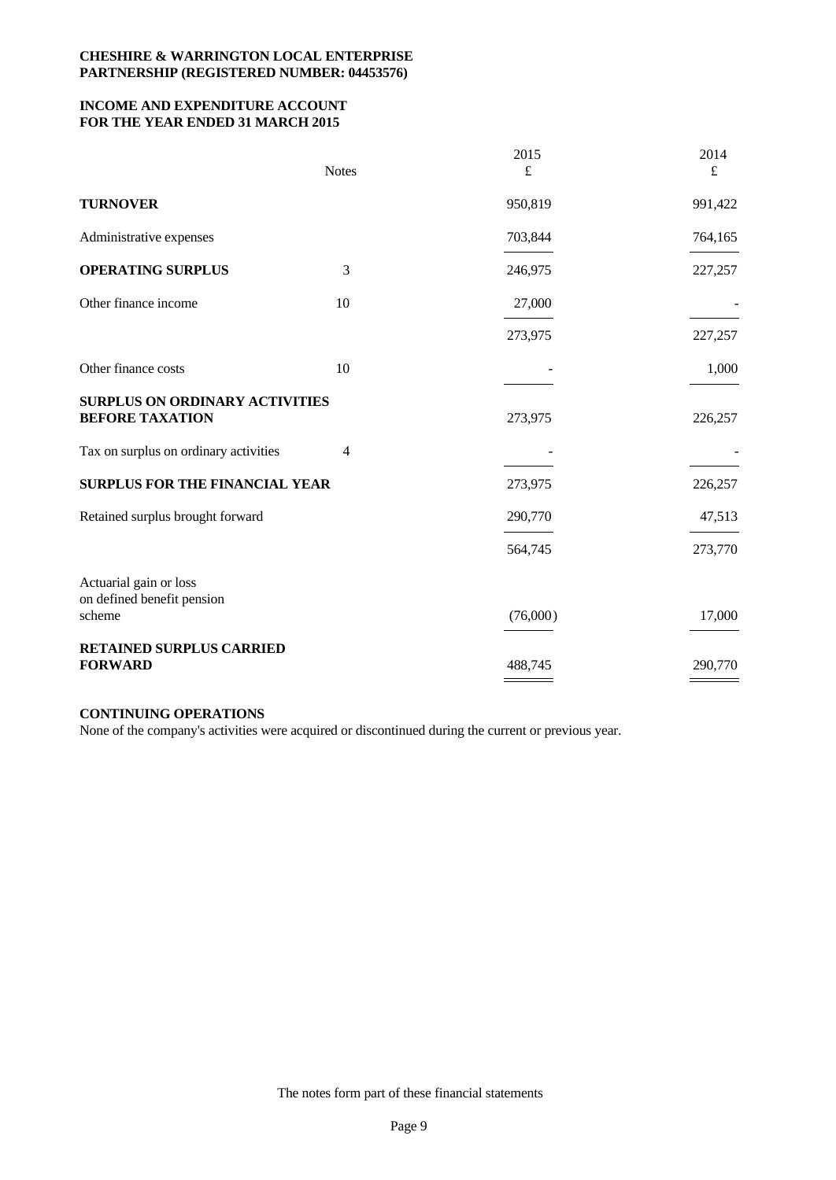**CHESHIRE & WARRINGTON LOCAL ENTERPRISE PARTNERSHIP (REGISTERED NUMBER: 04453576)**

**INCOME AND EXPENDITURE ACCOUNT FOR THE YEAR ENDED 31 MARCH 2015**

| | Notes | 2015 £ | 2014 £ |
|---|---|---|---|
| **TURNOVER** | | 950,819 | 991,422 |
| Administrative expenses | | 703,844 | 764,165 |
| **OPERATING SURPLUS** | 3 | 246,975 | 227,257 |
| Other finance income | 10 | 27,000 | - |
| | | 273,975 | 227,257 |
| Other finance costs | 10 | - | 1,000 |
| **SURPLUS ON ORDINARY ACTIVITIES BEFORE TAXATION** | | 273,975 | 226,257 |
| Tax on surplus on ordinary activities | 4 | - | - |
| **SURPLUS FOR THE FINANCIAL YEAR** | | 273,975 | 226,257 |
| Retained surplus brought forward | | 290,770 | 47,513 |
| | | 564,745 | 273,770 |
| Actuarial gain or loss on defined benefit pension scheme | | (76,000) | 17,000 |
| **RETAINED SURPLUS CARRIED FORWARD** | | 488,745 | 290,770 |

**CONTINUING OPERATIONS**

None of the company's activities were acquired or discontinued during the current or previous year.

The notes form part of these financial statements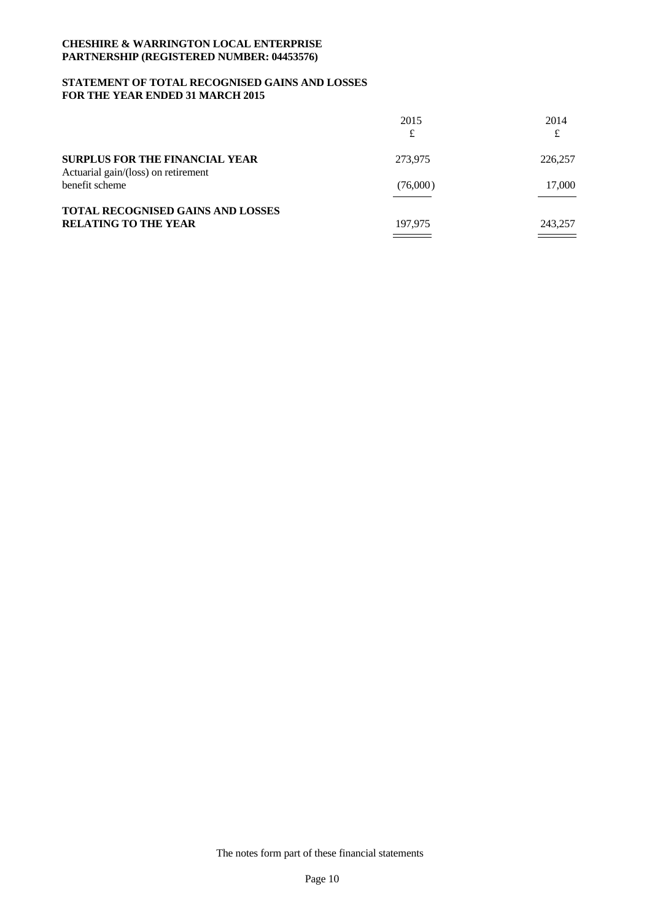**CHESHIRE & WARRINGTON LOCAL ENTERPRISE PARTNERSHIP (REGISTERED NUMBER: 04453576)**

**STATEMENT OF TOTAL RECOGNISED GAINS AND LOSSES FOR THE YEAR ENDED 31 MARCH 2015**

| | 2015 £ | 2014 £ |
|---|---|---|
| **SURPLUS FOR THE FINANCIAL YEAR** | 273,975 | 226,257 |
| Actuarial gain/(loss) on retirement benefit scheme | (76,000) | 17,000 |
| **TOTAL RECOGNISED GAINS AND LOSSES RELATING TO THE YEAR** | 197,975 | 243,257 |

The notes form part of these financial statements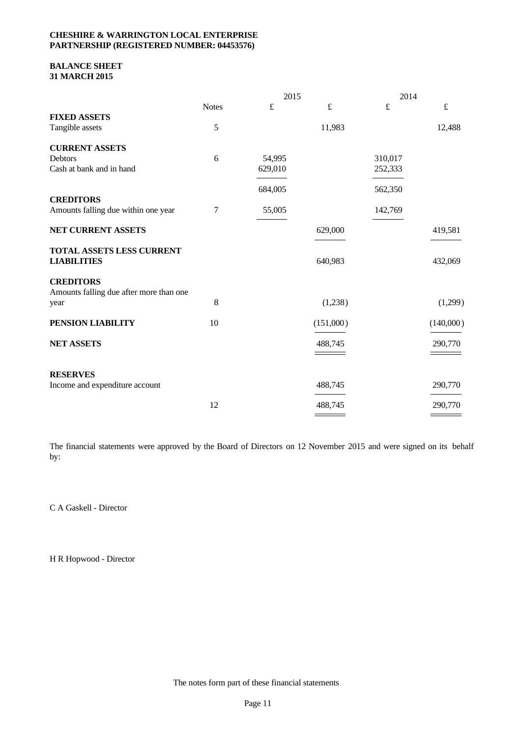**CHESHIRE & WARRINGTON LOCAL ENTERPRISE PARTNERSHIP (REGISTERED NUMBER: 04453576)**

**BALANCE SHEET**
**31 MARCH 2015**

| | Notes | 2015 £ | 2015 £ | 2014 £ | 2014 £ |
|---|---|---|---|---|---|
| **FIXED ASSETS** | | | | | |
| Tangible assets | 5 | | 11,983 | | 12,488 |
| **CURRENT ASSETS** | | | | | |
| Debtors | 6 | 54,995 | | 310,017 | |
| Cash at bank and in hand | | 629,010 | | 252,333 | |
| | | 684,005 | | 562,350 | |
| **CREDITORS** | | | | | |
| Amounts falling due within one year | 7 | 55,005 | | 142,769 | |
| **NET CURRENT ASSETS** | | | 629,000 | | 419,581 |
| **TOTAL ASSETS LESS CURRENT LIABILITIES** | | | 640,983 | | 432,069 |
| **CREDITORS** | | | | | |
| Amounts falling due after more than one year | 8 | | (1,238) | | (1,299) |
| **PENSION LIABILITY** | 10 | | (151,000) | | (140,000) |
| **NET ASSETS** | | | 488,745 | | 290,770 |
| **RESERVES** | | | | | |
| Income and expenditure account | | | 488,745 | | 290,770 |
| | 12 | | 488,745 | | 290,770 |

The financial statements were approved by the Board of Directors on 12 November 2015 and were signed on its behalf by:

C A Gaskell - Director

H R Hopwood - Director

The notes form part of these financial statements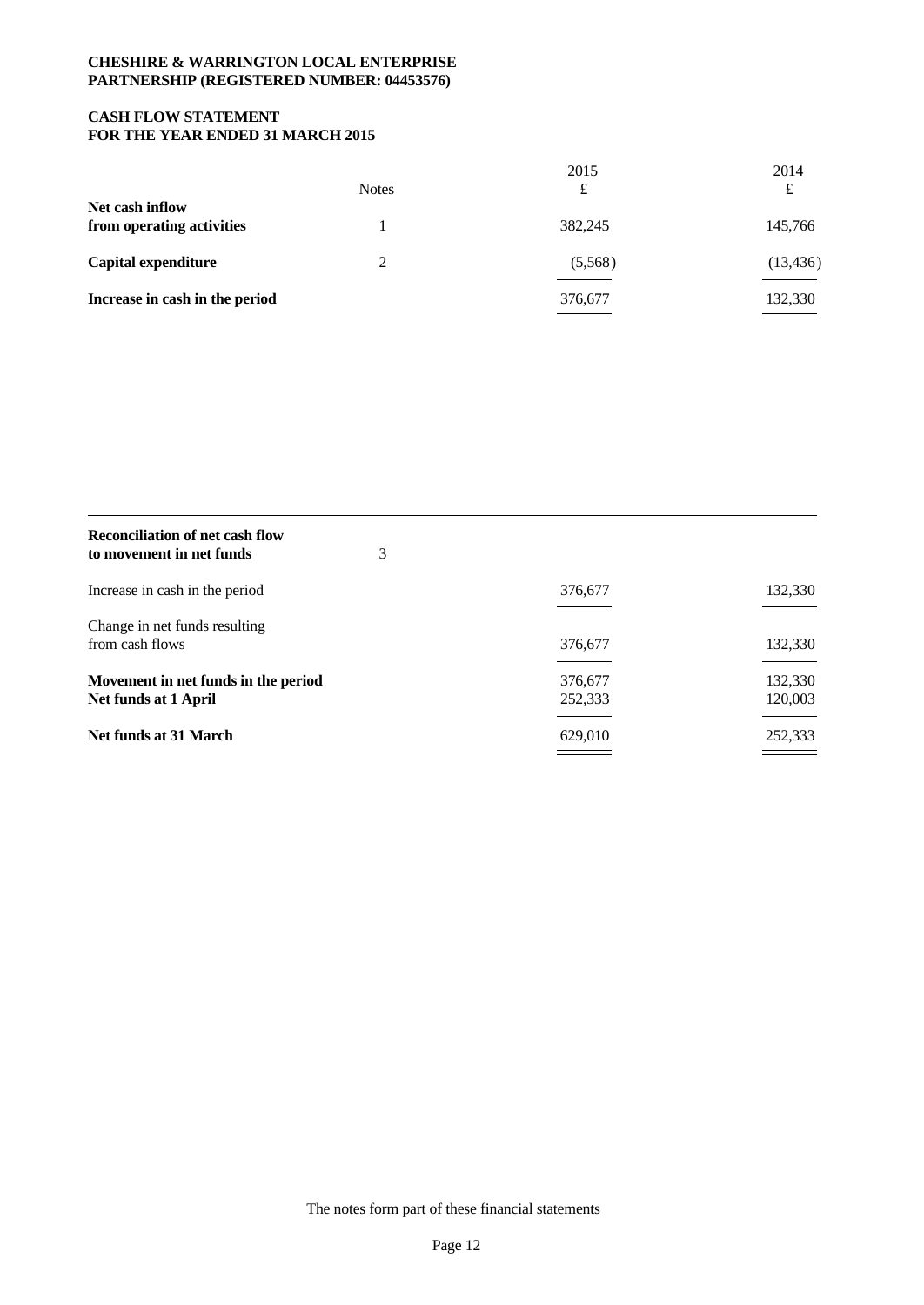**CHESHIRE & WARRINGTON LOCAL ENTERPRISE PARTNERSHIP (REGISTERED NUMBER: 04453576)**

**CASH FLOW STATEMENT FOR THE YEAR ENDED 31 MARCH 2015**

| | Notes | 2015 £ | 2014 £ |
|---|---|---|---|
| **Net cash inflow from operating activities** | 1 | 382,245 | 145,766 |
| **Capital expenditure** | 2 | (5,568) | (13,436) |
| **Increase in cash in the period** | | 376,677 | 132,330 |

| | | 2015 £ | 2014 £ |
|---|---|---|---|
| **Reconciliation of net cash flow to movement in net funds** | 3 | | |
| Increase in cash in the period | | 376,677 | 132,330 |
| Change in net funds resulting from cash flows | | 376,677 | 132,330 |
| **Movement in net funds in the period** | | 376,677 | 132,330 |
| **Net funds at 1 April** | | 252,333 | 120,003 |
| **Net funds at 31 March** | | 629,010 | 252,333 |

The notes form part of these financial statements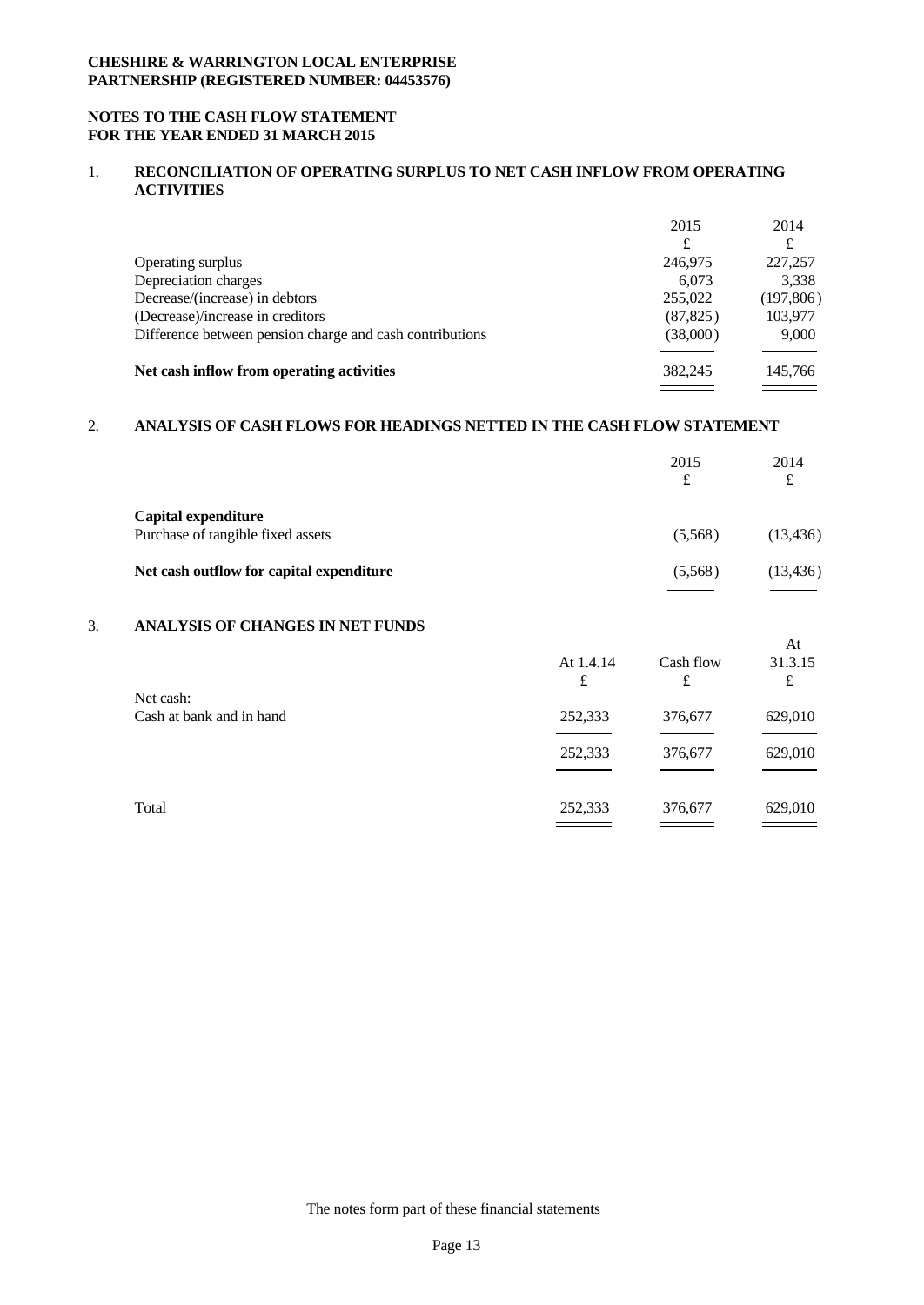**CHESHIRE & WARRINGTON LOCAL ENTERPRISE PARTNERSHIP (REGISTERED NUMBER: 04453576)**

**NOTES TO THE CASH FLOW STATEMENT FOR THE YEAR ENDED 31 MARCH 2015**

## 1. RECONCILIATION OF OPERATING SURPLUS TO NET CASH INFLOW FROM OPERATING ACTIVITIES

| | 2015 | 2014 |
|---|---|---|
| | £ | £ |
| Operating surplus | 246,975 | 227,257 |
| Depreciation charges | 6,073 | 3,338 |
| Decrease/(increase) in debtors | 255,022 | (197,806) |
| (Decrease)/increase in creditors | (87,825) | 103,977 |
| Difference between pension charge and cash contributions | (38,000) | 9,000 |
| **Net cash inflow from operating activities** | 382,245 | 145,766 |

## 2. ANALYSIS OF CASH FLOWS FOR HEADINGS NETTED IN THE CASH FLOW STATEMENT

| | 2015 | 2014 |
|---|---|---|
| | £ | £ |
| **Capital expenditure** | | |
| Purchase of tangible fixed assets | (5,568) | (13,436) |
| **Net cash outflow for capital expenditure** | (5,568) | (13,436) |

## 3. ANALYSIS OF CHANGES IN NET FUNDS

| | At 1.4.14 | Cash flow | At 31.3.15 |
|---|---|---|---|
| | £ | £ | £ |
| Net cash: | | | |
| Cash at bank and in hand | 252,333 | 376,677 | 629,010 |
| | 252,333 | 376,677 | 629,010 |
| Total | 252,333 | 376,677 | 629,010 |

The notes form part of these financial statements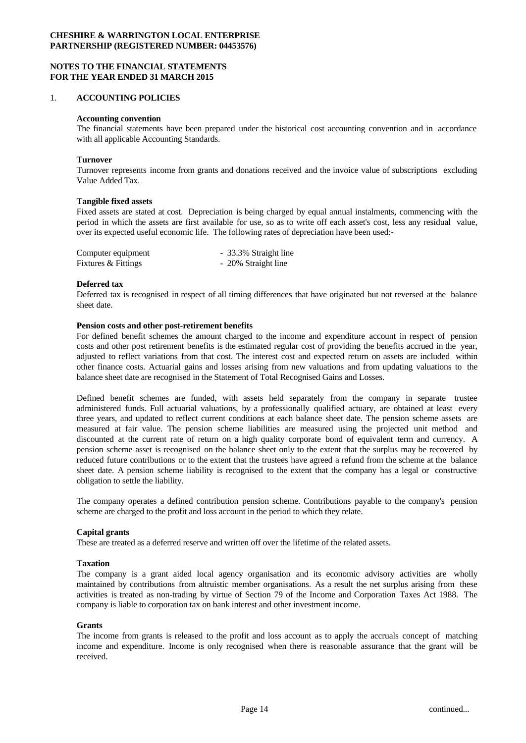**CHESHIRE & WARRINGTON LOCAL ENTERPRISE PARTNERSHIP (REGISTERED NUMBER: 04453576)**

**NOTES TO THE FINANCIAL STATEMENTS FOR THE YEAR ENDED 31 MARCH 2015**

## 1. ACCOUNTING POLICIES

**Accounting convention**

The financial statements have been prepared under the historical cost accounting convention and in accordance with all applicable Accounting Standards.

**Turnover**

Turnover represents income from grants and donations received and the invoice value of subscriptions excluding Value Added Tax.

**Tangible fixed assets**

Fixed assets are stated at cost. Depreciation is being charged by equal annual instalments, commencing with the period in which the assets are first available for use, so as to write off each asset's cost, less any residual value, over its expected useful economic life. The following rates of depreciation have been used:-

| | |
|---|---|
| Computer equipment | - 33.3% Straight line |
| Fixtures & Fittings | - 20% Straight line |

**Deferred tax**

Deferred tax is recognised in respect of all timing differences that have originated but not reversed at the balance sheet date.

**Pension costs and other post-retirement benefits**

For defined benefit schemes the amount charged to the income and expenditure account in respect of pension costs and other post retirement benefits is the estimated regular cost of providing the benefits accrued in the year, adjusted to reflect variations from that cost. The interest cost and expected return on assets are included within other finance costs. Actuarial gains and losses arising from new valuations and from updating valuations to the balance sheet date are recognised in the Statement of Total Recognised Gains and Losses.

Defined benefit schemes are funded, with assets held separately from the company in separate trustee administered funds. Full actuarial valuations, by a professionally qualified actuary, are obtained at least every three years, and updated to reflect current conditions at each balance sheet date. The pension scheme assets are measured at fair value. The pension scheme liabilities are measured using the projected unit method and discounted at the current rate of return on a high quality corporate bond of equivalent term and currency. A pension scheme asset is recognised on the balance sheet only to the extent that the surplus may be recovered by reduced future contributions or to the extent that the trustees have agreed a refund from the scheme at the balance sheet date. A pension scheme liability is recognised to the extent that the company has a legal or constructive obligation to settle the liability.

The company operates a defined contribution pension scheme. Contributions payable to the company's pension scheme are charged to the profit and loss account in the period to which they relate.

**Capital grants**

These are treated as a deferred reserve and written off over the lifetime of the related assets.

**Taxation**

The company is a grant aided local agency organisation and its economic advisory activities are wholly maintained by contributions from altruistic member organisations. As a result the net surplus arising from these activities is treated as non-trading by virtue of Section 79 of the Income and Corporation Taxes Act 1988. The company is liable to corporation tax on bank interest and other investment income.

**Grants**

The income from grants is released to the profit and loss account as to apply the accruals concept of matching income and expenditure. Income is only recognised when there is reasonable assurance that the grant will be received.

continued...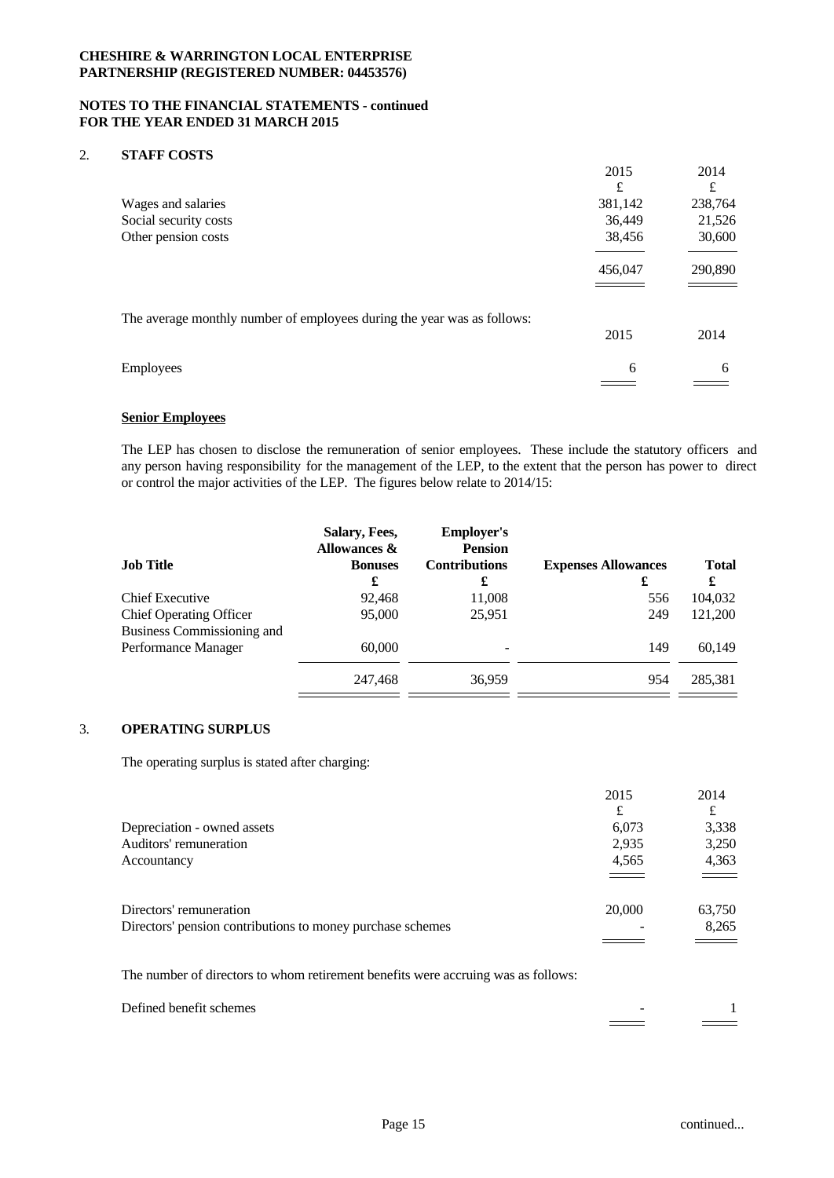**CHESHIRE & WARRINGTON LOCAL ENTERPRISE PARTNERSHIP (REGISTERED NUMBER: 04453576)**

**NOTES TO THE FINANCIAL STATEMENTS - continued FOR THE YEAR ENDED 31 MARCH 2015**

## 2. STAFF COSTS

| | 2015 | 2014 |
|---|---|---|
| | £ | £ |
| Wages and salaries | 381,142 | 238,764 |
| Social security costs | 36,449 | 21,526 |
| Other pension costs | 38,456 | 30,600 |
| | 456,047 | 290,890 |

The average monthly number of employees during the year was as follows:

| | 2015 | 2014 |
|---|---|---|
| Employees | 6 | 6 |

**Senior Employees**

The LEP has chosen to disclose the remuneration of senior employees. These include the statutory officers and any person having responsibility for the management of the LEP, to the extent that the person has power to direct or control the major activities of the LEP. The figures below relate to 2014/15:

| Job Title | Salary, Fees, Allowances & Bonuses | Employer's Pension Contributions | Expenses Allowances | Total |
|---|---|---|---|---|
| | £ | £ | £ | £ |
| Chief Executive | 92,468 | 11,008 | 556 | 104,032 |
| Chief Operating Officer | 95,000 | 25,951 | 249 | 121,200 |
| Business Commissioning and Performance Manager | 60,000 | - | 149 | 60,149 |
| | 247,468 | 36,959 | 954 | 285,381 |

## 3. OPERATING SURPLUS

The operating surplus is stated after charging:

| | 2015 | 2014 |
|---|---|---|
| | £ | £ |
| Depreciation - owned assets | 6,073 | 3,338 |
| Auditors' remuneration | 2,935 | 3,250 |
| Accountancy | 4,565 | 4,363 |

| | 2015 | 2014 |
|---|---|---|
| Directors' remuneration | 20,000 | 63,750 |
| Directors' pension contributions to money purchase schemes | - | 8,265 |

The number of directors to whom retirement benefits were accruing was as follows:

| | 2015 | 2014 |
|---|---|---|
| Defined benefit schemes | - | 1 |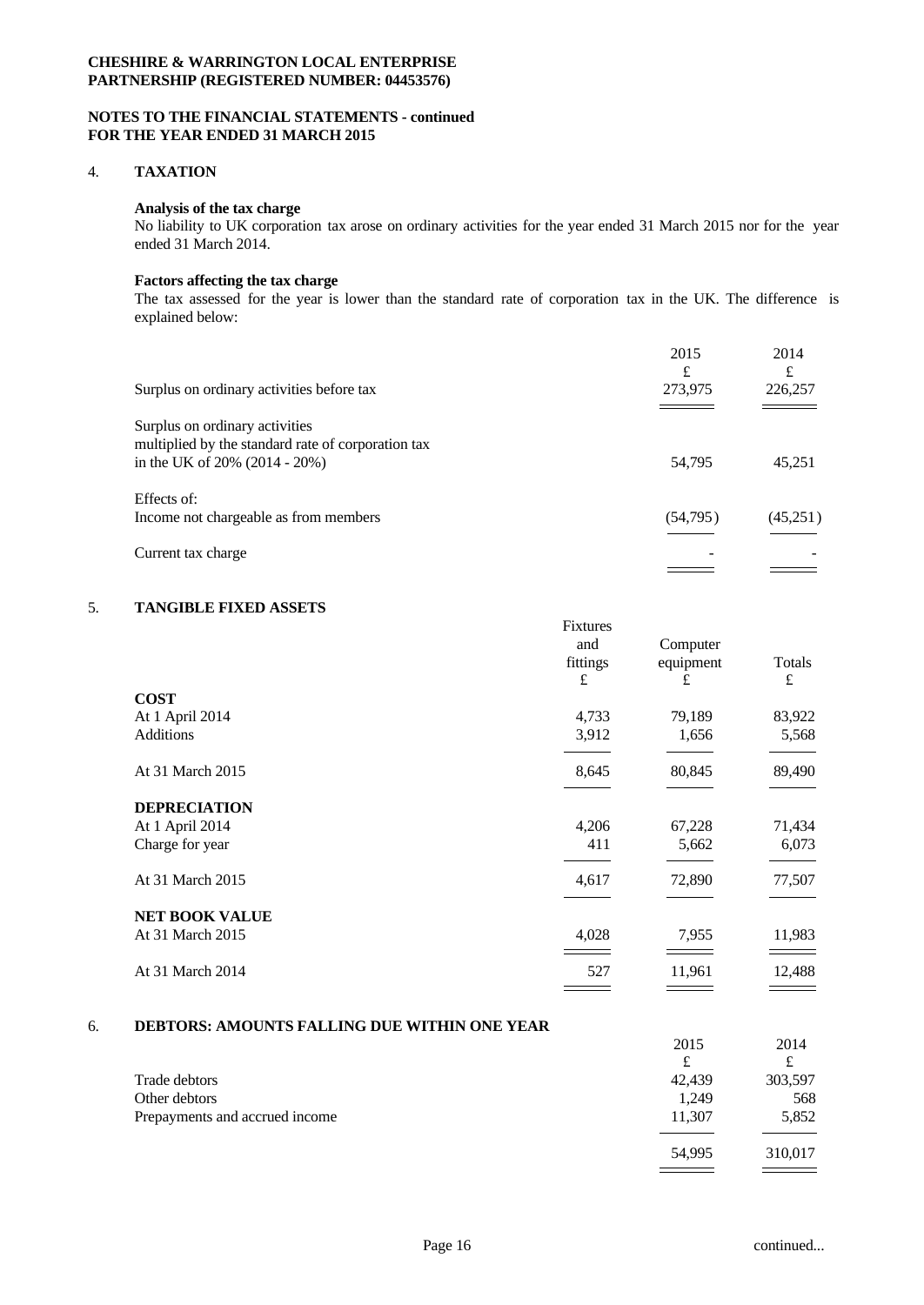**CHESHIRE & WARRINGTON LOCAL ENTERPRISE PARTNERSHIP (REGISTERED NUMBER: 04453576)**

**NOTES TO THE FINANCIAL STATEMENTS - continued FOR THE YEAR ENDED 31 MARCH 2015**

## 4. TAXATION

**Analysis of the tax charge**

No liability to UK corporation tax arose on ordinary activities for the year ended 31 March 2015 nor for the year ended 31 March 2014.

**Factors affecting the tax charge**

The tax assessed for the year is lower than the standard rate of corporation tax in the UK. The difference is explained below:

| | 2015 £ | 2014 £ |
|---|---|---|
| Surplus on ordinary activities before tax | 273,975 | 226,257 |
| Surplus on ordinary activities multiplied by the standard rate of corporation tax in the UK of 20% (2014 - 20%) | 54,795 | 45,251 |
| Effects of: | | |
| Income not chargeable as from members | (54,795) | (45,251) |
| Current tax charge | - | - |

## 5. TANGIBLE FIXED ASSETS

| | Fixtures and fittings £ | Computer equipment £ | Totals £ |
|---|---|---|---|
| **COST** | | | |
| At 1 April 2014 | 4,733 | 79,189 | 83,922 |
| Additions | 3,912 | 1,656 | 5,568 |
| At 31 March 2015 | 8,645 | 80,845 | 89,490 |
| **DEPRECIATION** | | | |
| At 1 April 2014 | 4,206 | 67,228 | 71,434 |
| Charge for year | 411 | 5,662 | 6,073 |
| At 31 March 2015 | 4,617 | 72,890 | 77,507 |
| **NET BOOK VALUE** | | | |
| At 31 March 2015 | 4,028 | 7,955 | 11,983 |
| At 31 March 2014 | 527 | 11,961 | 12,488 |

## 6. DEBTORS: AMOUNTS FALLING DUE WITHIN ONE YEAR

| | 2015 £ | 2014 £ |
|---|---|---|
| Trade debtors | 42,439 | 303,597 |
| Other debtors | 1,249 | 568 |
| Prepayments and accrued income | 11,307 | 5,852 |
| | 54,995 | 310,017 |

continued...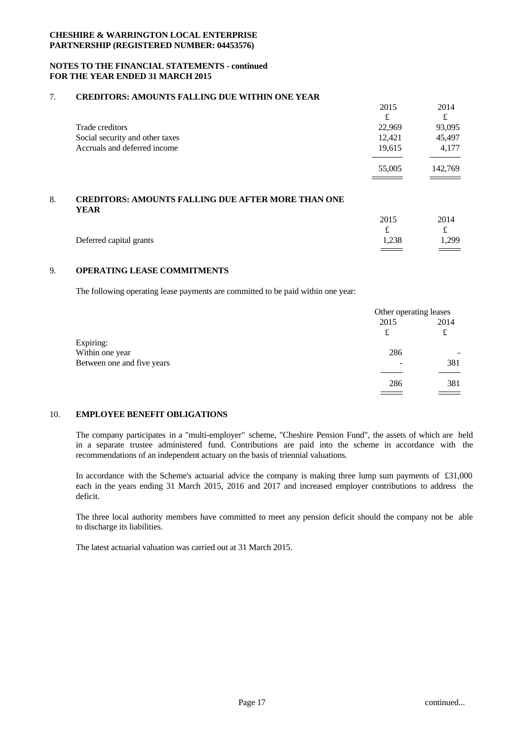**CHESHIRE & WARRINGTON LOCAL ENTERPRISE PARTNERSHIP (REGISTERED NUMBER: 04453576)**

**NOTES TO THE FINANCIAL STATEMENTS - continued FOR THE YEAR ENDED 31 MARCH 2015**

## 7. CREDITORS: AMOUNTS FALLING DUE WITHIN ONE YEAR

| | 2015 | 2014 |
|---|---|---|
| | £ | £ |
| Trade creditors | 22,969 | 93,095 |
| Social security and other taxes | 12,421 | 45,497 |
| Accruals and deferred income | 19,615 | 4,177 |
| | 55,005 | 142,769 |

## 8. CREDITORS: AMOUNTS FALLING DUE AFTER MORE THAN ONE YEAR

| | 2015 | 2014 |
|---|---|---|
| | £ | £ |
| Deferred capital grants | 1,238 | 1,299 |

## 9. OPERATING LEASE COMMITMENTS

The following operating lease payments are committed to be paid within one year:

| | Other operating leases | |
|---|---|---|
| | 2015 | 2014 |
| | £ | £ |
| Expiring: | | |
| Within one year | 286 | - |
| Between one and five years | - | 381 |
| | 286 | 381 |

## 10. EMPLOYEE BENEFIT OBLIGATIONS

The company participates in a "multi-employer" scheme, "Cheshire Pension Fund", the assets of which are held in a separate trustee administered fund. Contributions are paid into the scheme in accordance with the recommendations of an independent actuary on the basis of triennial valuations.

In accordance with the Scheme's actuarial advice the company is making three lump sum payments of £31,000 each in the years ending 31 March 2015, 2016 and 2017 and increased employer contributions to address the deficit.

The three local authority members have committed to meet any pension deficit should the company not be able to discharge its liabilities.

The latest actuarial valuation was carried out at 31 March 2015.

continued...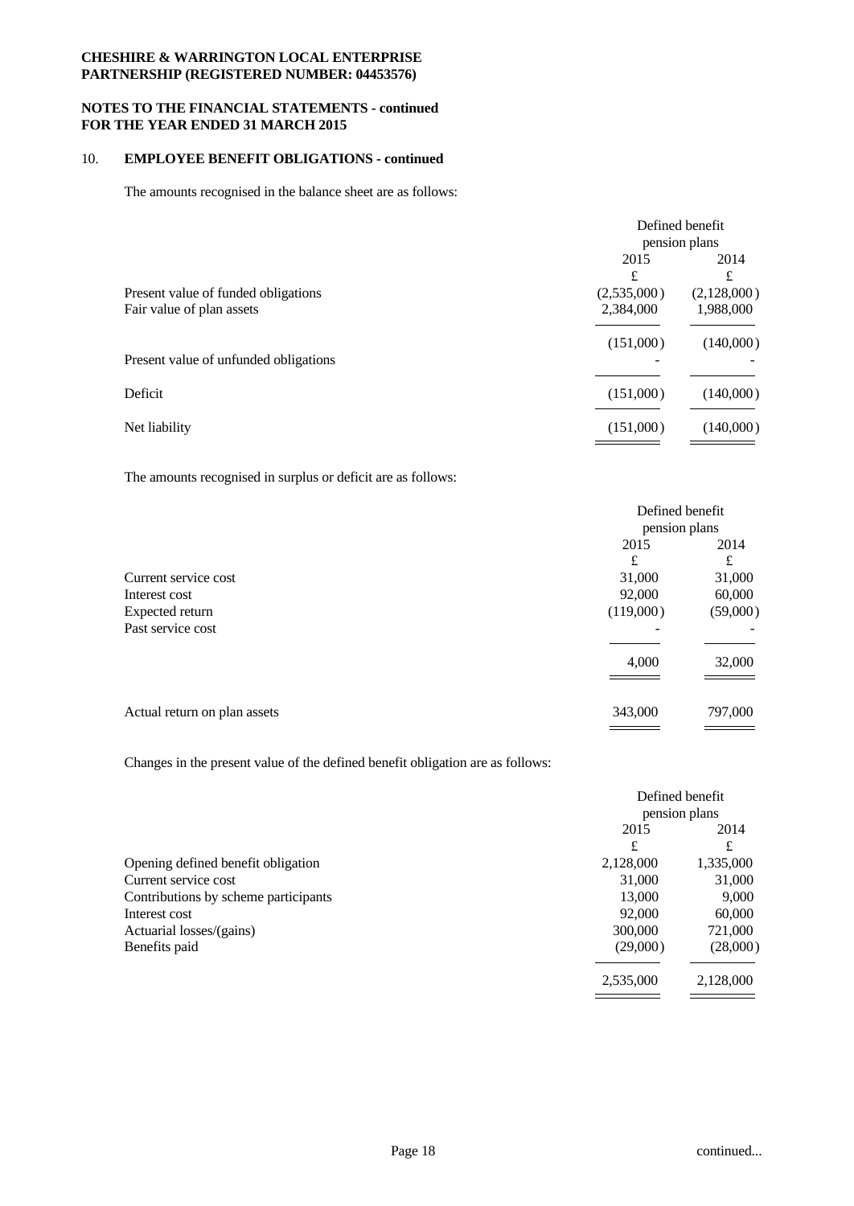**CHESHIRE & WARRINGTON LOCAL ENTERPRISE PARTNERSHIP (REGISTERED NUMBER: 04453576)**

**NOTES TO THE FINANCIAL STATEMENTS - continued FOR THE YEAR ENDED 31 MARCH 2015**

## 10. EMPLOYEE BENEFIT OBLIGATIONS - continued

The amounts recognised in the balance sheet are as follows:

| | Defined benefit pension plans | |
|---|---|---|
| | 2015 | 2014 |
| | £ | £ |
| Present value of funded obligations | (2,535,000) | (2,128,000) |
| Fair value of plan assets | 2,384,000 | 1,988,000 |
| | (151,000) | (140,000) |
| Present value of unfunded obligations | - | - |
| Deficit | (151,000) | (140,000) |
| Net liability | (151,000) | (140,000) |

The amounts recognised in surplus or deficit are as follows:

| | Defined benefit pension plans | |
|---|---|---|
| | 2015 | 2014 |
| | £ | £ |
| Current service cost | 31,000 | 31,000 |
| Interest cost | 92,000 | 60,000 |
| Expected return | (119,000) | (59,000) |
| Past service cost | - | - |
| | 4,000 | 32,000 |
| Actual return on plan assets | 343,000 | 797,000 |

Changes in the present value of the defined benefit obligation are as follows:

| | Defined benefit pension plans | |
|---|---|---|
| | 2015 | 2014 |
| | £ | £ |
| Opening defined benefit obligation | 2,128,000 | 1,335,000 |
| Current service cost | 31,000 | 31,000 |
| Contributions by scheme participants | 13,000 | 9,000 |
| Interest cost | 92,000 | 60,000 |
| Actuarial losses/(gains) | 300,000 | 721,000 |
| Benefits paid | (29,000) | (28,000) |
| | 2,535,000 | 2,128,000 |

continued...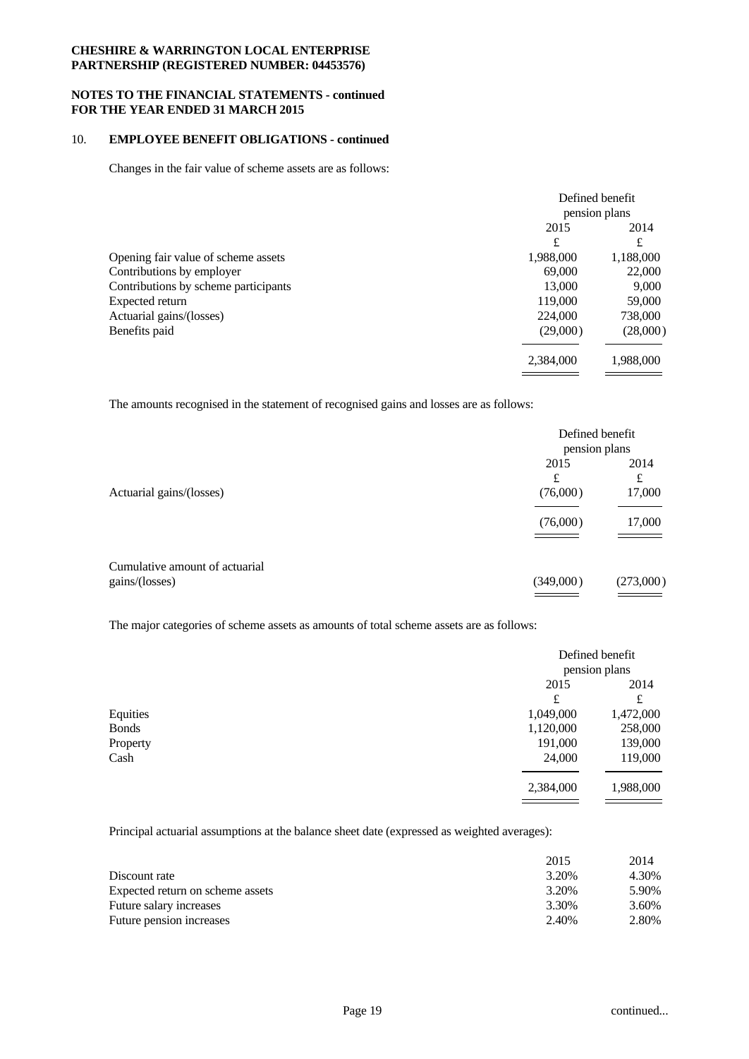**CHESHIRE & WARRINGTON LOCAL ENTERPRISE PARTNERSHIP (REGISTERED NUMBER: 04453576)**

**NOTES TO THE FINANCIAL STATEMENTS - continued FOR THE YEAR ENDED 31 MARCH 2015**

## 10. EMPLOYEE BENEFIT OBLIGATIONS - continued

Changes in the fair value of scheme assets are as follows:

| | Defined benefit pension plans | |
|---|---|---|
| | 2015 | 2014 |
| | £ | £ |
| Opening fair value of scheme assets | 1,988,000 | 1,188,000 |
| Contributions by employer | 69,000 | 22,000 |
| Contributions by scheme participants | 13,000 | 9,000 |
| Expected return | 119,000 | 59,000 |
| Actuarial gains/(losses) | 224,000 | 738,000 |
| Benefits paid | (29,000) | (28,000) |
| | 2,384,000 | 1,988,000 |

The amounts recognised in the statement of recognised gains and losses are as follows:

| | Defined benefit pension plans | |
|---|---|---|
| | 2015 | 2014 |
| | £ | £ |
| Actuarial gains/(losses) | (76,000) | 17,000 |
| | (76,000) | 17,000 |
| Cumulative amount of actuarial gains/(losses) | (349,000) | (273,000) |

The major categories of scheme assets as amounts of total scheme assets are as follows:

| | Defined benefit pension plans | |
|---|---|---|
| | 2015 | 2014 |
| | £ | £ |
| Equities | 1,049,000 | 1,472,000 |
| Bonds | 1,120,000 | 258,000 |
| Property | 191,000 | 139,000 |
| Cash | 24,000 | 119,000 |
| | 2,384,000 | 1,988,000 |

Principal actuarial assumptions at the balance sheet date (expressed as weighted averages):

| | 2015 | 2014 |
|---|---|---|
| Discount rate | 3.20% | 4.30% |
| Expected return on scheme assets | 3.20% | 5.90% |
| Future salary increases | 3.30% | 3.60% |
| Future pension increases | 2.40% | 2.80% |

continued...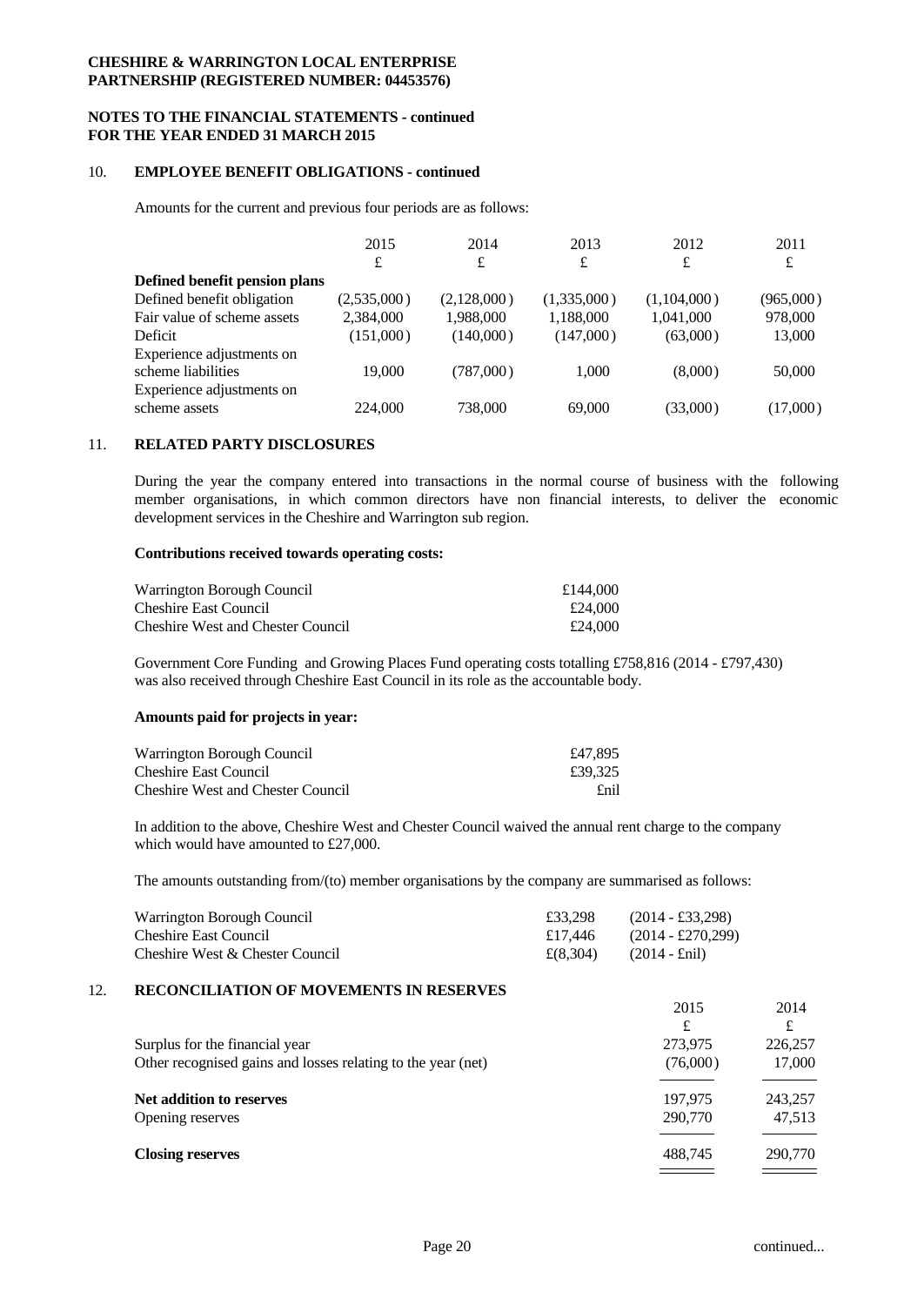**CHESHIRE & WARRINGTON LOCAL ENTERPRISE PARTNERSHIP (REGISTERED NUMBER: 04453576)**

**NOTES TO THE FINANCIAL STATEMENTS - continued FOR THE YEAR ENDED 31 MARCH 2015**

## 10. EMPLOYEE BENEFIT OBLIGATIONS - continued

Amounts for the current and previous four periods are as follows:

| | 2015 | 2014 | 2013 | 2012 | 2011 |
|---|---|---|---|---|---|
| | £ | £ | £ | £ | £ |
| **Defined benefit pension plans** | | | | | |
| Defined benefit obligation | (2,535,000) | (2,128,000) | (1,335,000) | (1,104,000) | (965,000) |
| Fair value of scheme assets | 2,384,000 | 1,988,000 | 1,188,000 | 1,041,000 | 978,000 |
| Deficit | (151,000) | (140,000) | (147,000) | (63,000) | 13,000 |
| Experience adjustments on scheme liabilities | 19,000 | (787,000) | 1,000 | (8,000) | 50,000 |
| Experience adjustments on scheme assets | 224,000 | 738,000 | 69,000 | (33,000) | (17,000) |

## 11. RELATED PARTY DISCLOSURES

During the year the company entered into transactions in the normal course of business with the following member organisations, in which common directors have non financial interests, to deliver the economic development services in the Cheshire and Warrington sub region.

**Contributions received towards operating costs:**

| | |
|---|---|
| Warrington Borough Council | £144,000 |
| Cheshire East Council | £24,000 |
| Cheshire West and Chester Council | £24,000 |

Government Core Funding and Growing Places Fund operating costs totalling £758,816 (2014 - £797,430) was also received through Cheshire East Council in its role as the accountable body.

**Amounts paid for projects in year:**

| | |
|---|---|
| Warrington Borough Council | £47,895 |
| Cheshire East Council | £39,325 |
| Cheshire West and Chester Council | £nil |

In addition to the above, Cheshire West and Chester Council waived the annual rent charge to the company which would have amounted to £27,000.

The amounts outstanding from/(to) member organisations by the company are summarised as follows:

| | | |
|---|---|---|
| Warrington Borough Council | £33,298 | (2014 - £33,298) |
| Cheshire East Council | £17,446 | (2014 - £270,299) |
| Cheshire West & Chester Council | £(8,304) | (2014 - £nil) |

## 12. RECONCILIATION OF MOVEMENTS IN RESERVES

| | 2015 | 2014 |
|---|---|---|
| | £ | £ |
| Surplus for the financial year | 273,975 | 226,257 |
| Other recognised gains and losses relating to the year (net) | (76,000) | 17,000 |
| **Net addition to reserves** | 197,975 | 243,257 |
| Opening reserves | 290,770 | 47,513 |
| **Closing reserves** | 488,745 | 290,770 |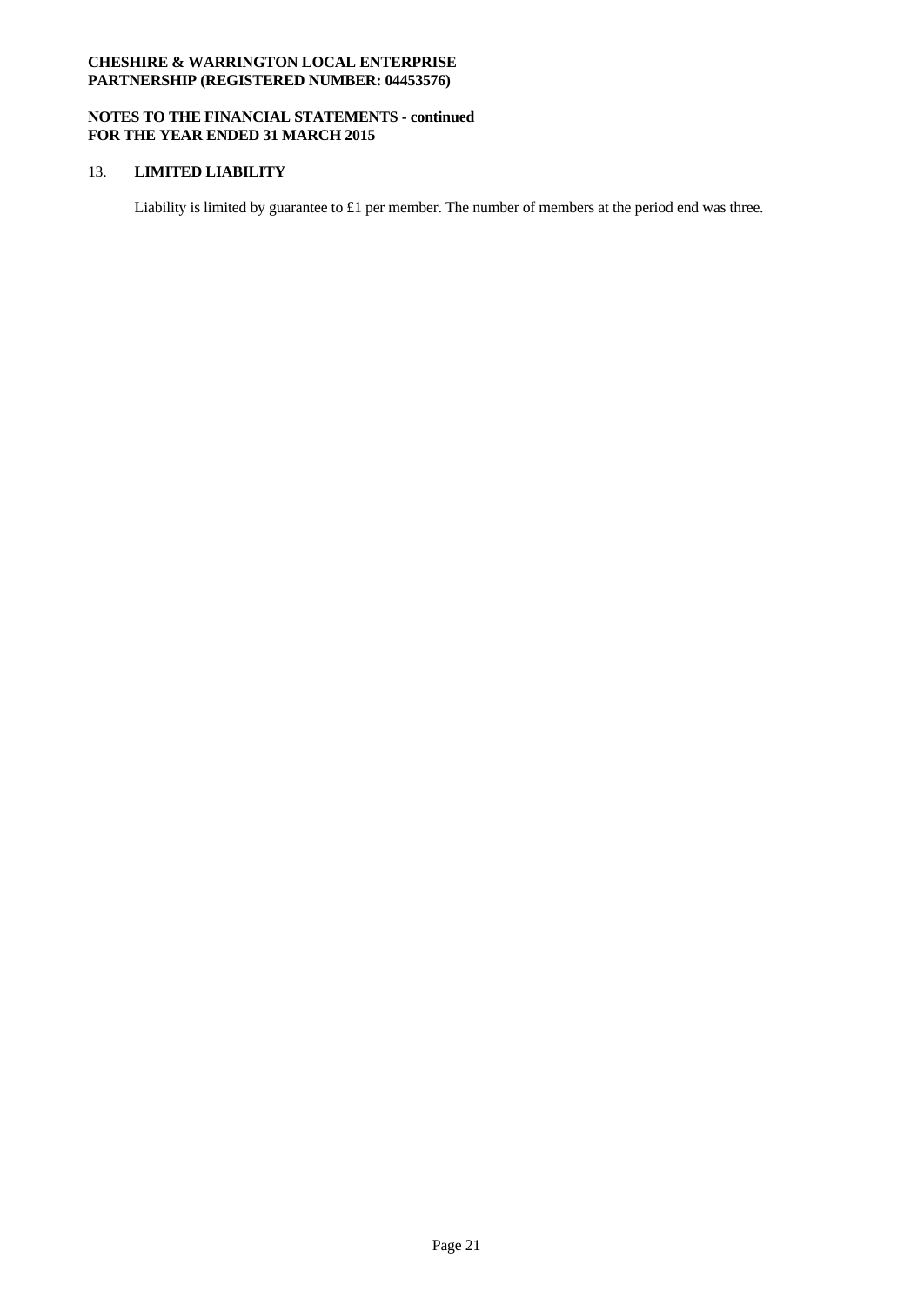## 13. LIMITED LIABILITY

Liability is limited by guarantee to £1 per member. The number of members at the period end was three.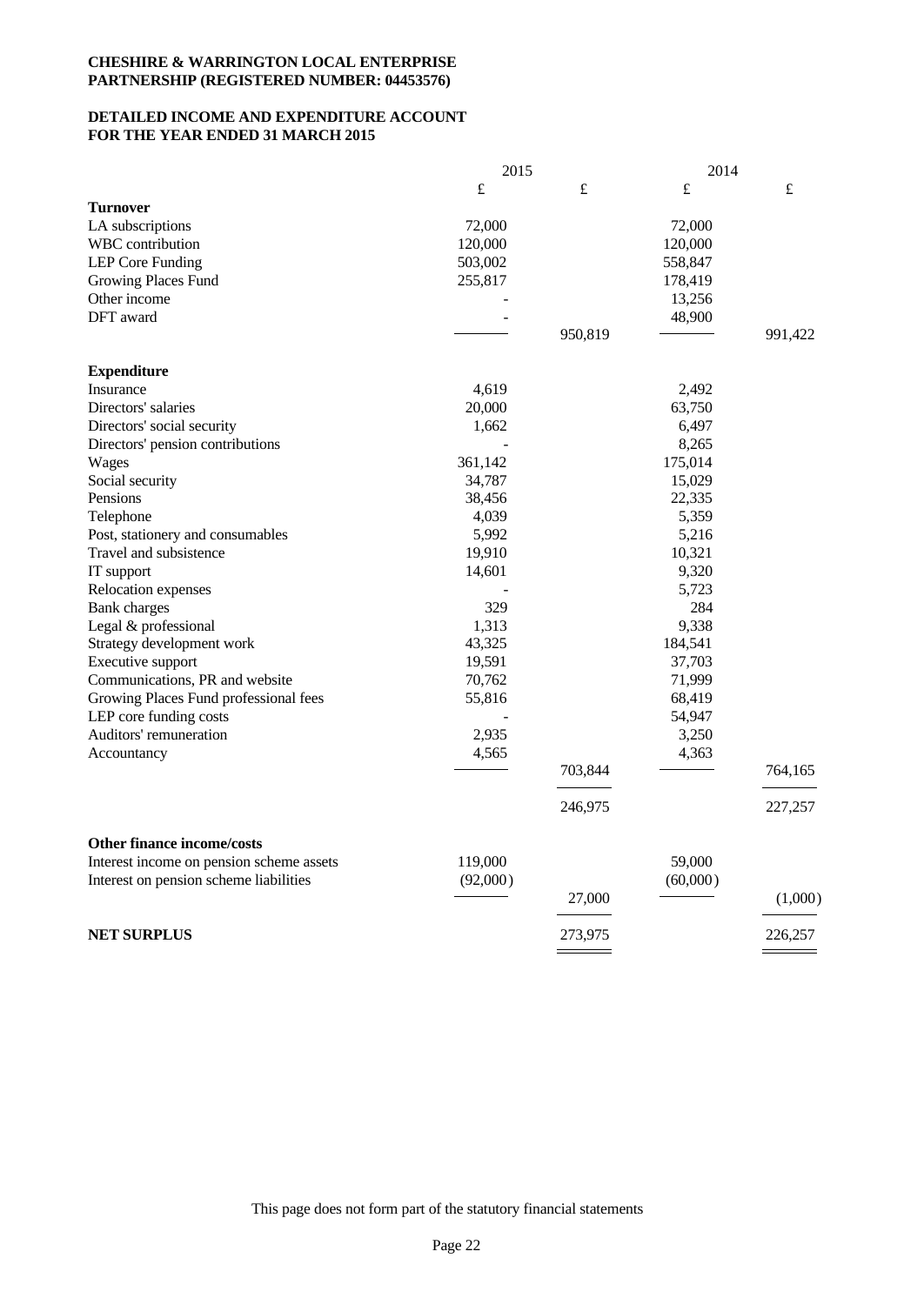**CHESHIRE & WARRINGTON LOCAL ENTERPRISE PARTNERSHIP (REGISTERED NUMBER: 04453576)**

**DETAILED INCOME AND EXPENDITURE ACCOUNT FOR THE YEAR ENDED 31 MARCH 2015**

| | 2015 | | 2014 | |
|---|---|---|---|---|
| | £ | £ | £ | £ |
| **Turnover** | | | | |
| LA subscriptions | 72,000 | | 72,000 | |
| WBC contribution | 120,000 | | 120,000 | |
| LEP Core Funding | 503,002 | | 558,847 | |
| Growing Places Fund | 255,817 | | 178,419 | |
| Other income | - | | 13,256 | |
| DFT award | - | | 48,900 | |
| | | 950,819 | | 991,422 |
| **Expenditure** | | | | |
| Insurance | 4,619 | | 2,492 | |
| Directors' salaries | 20,000 | | 63,750 | |
| Directors' social security | 1,662 | | 6,497 | |
| Directors' pension contributions | - | | 8,265 | |
| Wages | 361,142 | | 175,014 | |
| Social security | 34,787 | | 15,029 | |
| Pensions | 38,456 | | 22,335 | |
| Telephone | 4,039 | | 5,359 | |
| Post, stationery and consumables | 5,992 | | 5,216 | |
| Travel and subsistence | 19,910 | | 10,321 | |
| IT support | 14,601 | | 9,320 | |
| Relocation expenses | - | | 5,723 | |
| Bank charges | 329 | | 284 | |
| Legal & professional | 1,313 | | 9,338 | |
| Strategy development work | 43,325 | | 184,541 | |
| Executive support | 19,591 | | 37,703 | |
| Communications, PR and website | 70,762 | | 71,999 | |
| Growing Places Fund professional fees | 55,816 | | 68,419 | |
| LEP core funding costs | - | | 54,947 | |
| Auditors' remuneration | 2,935 | | 3,250 | |
| Accountancy | 4,565 | | 4,363 | |
| | | 703,844 | | 764,165 |
| | | 246,975 | | 227,257 |
| **Other finance income/costs** | | | | |
| Interest income on pension scheme assets | 119,000 | | 59,000 | |
| Interest on pension scheme liabilities | (92,000) | | (60,000) | |
| | | 27,000 | | (1,000) |
| **NET SURPLUS** | | 273,975 | | 226,257 |

This page does not form part of the statutory financial statements